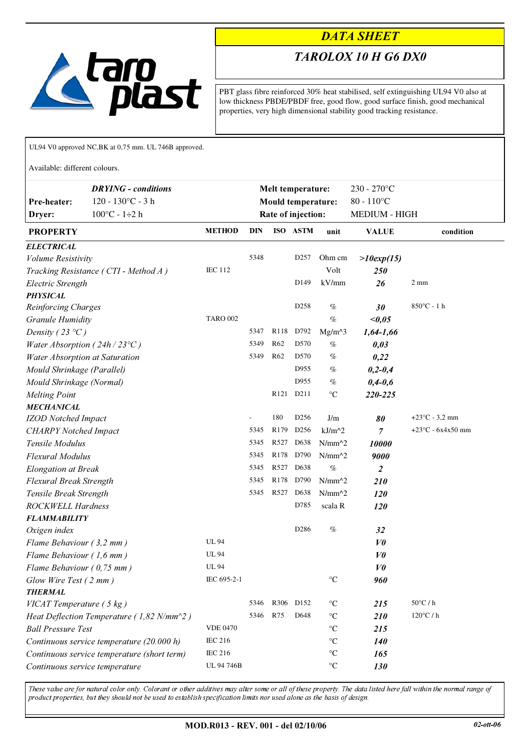# DATA SHEET

## TAROLOX 10 H G6 DX0

PBT glass fibre reinforced 30% heat stabilised, self extinguishing UL94 V0 also at low thickness PBDE/PBDF free, good flow, good surface finish, good mechanical properties, very high dimensional stability good tracking resistance.

UL94 V0 approved NC,BK at 0,75 mm. UL 746B approved.

Available: different colours.

| | *DRYING - conditions* | | |
|---|---|---|---|
| **Pre-heater:** | 120 - 130°C - 3 h | **Melt temperature:** | 230 - 270°C |
| **Dryer:** | 100°C - 1÷2 h | **Mould temperature:** | 80 - 110°C |
| | | **Rate of injection:** | MEDIUM - HIGH |

| **PROPERTY** | **METHOD** | **DIN** | **ISO** | **ASTM** | **unit** | **VALUE** | **condition** |
|---|---|---|---|---|---|---|---|
| ***ELECTRICAL*** | | | | | | | |
| *Volume Resistivity* | | 5348 | | D257 | Ohm cm | ***>10exp(15)*** | |
| *Tracking Resistance ( CTI - Method A )* | IEC 112 | | | | Volt | ***250*** | |
| *Electric Strength* | | | | D149 | kV/mm | ***26*** | 2 mm |
| ***PHYSICAL*** | | | | | | | |
| *Reinforcing Charges* | | | | D258 | % | ***30*** | 850°C - 1 h |
| *Granule Humidity* | TARO 002 | | | | % | ***<0,05*** | |
| *Density ( 23 °C )* | | 5347 | R118 | D792 | Mg/m^3 | ***1,64-1,66*** | |
| *Water Absorption ( 24h / 23°C )* | | 5349 | R62 | D570 | % | ***0,03*** | |
| *Water Absorption at Saturation* | | 5349 | R62 | D570 | % | ***0,22*** | |
| *Mould Shrinkage (Parallel)* | | | | D955 | % | ***0,2-0,4*** | |
| *Mould Shrinkage (Normal)* | | | | D955 | % | ***0,4-0,6*** | |
| *Melting Point* | | | R121 | D211 | °C | ***220-225*** | |
| ***MECHANICAL*** | | | | | | | |
| *IZOD Notched Impact* | | - | 180 | D256 | J/m | ***80*** | +23°C - 3,2 mm |
| *CHARPY Notched Impact* | | 5345 | R179 | D256 | kJ/m^2 | ***7*** | +23°C - 6x4x50 mm |
| *Tensile Modulus* | | 5345 | R527 | D638 | N/mm^2 | ***10000*** | |
| *Flexural Modulus* | | 5345 | R178 | D790 | N/mm^2 | ***9000*** | |
| *Elongation at Break* | | 5345 | R527 | D638 | % | ***2*** | |
| *Flexural Break Strength* | | 5345 | R178 | D790 | N/mm^2 | ***210*** | |
| *Tensile Break Strength* | | 5345 | R527 | D638 | N/mm^2 | ***120*** | |
| *ROCKWELL Hardness* | | | | D785 | scala R | ***120*** | |
| ***FLAMMABILITY*** | | | | | | | |
| *Oxigen index* | | | | D286 | % | ***32*** | |
| *Flame Behaviour ( 3,2 mm )* | UL 94 | | | | | ***V0*** | |
| *Flame Behaviour ( 1,6 mm )* | UL 94 | | | | | ***V0*** | |
| *Flame Behaviour ( 0,75 mm )* | UL 94 | | | | | ***V0*** | |
| *Glow Wire Test ( 2 mm )* | IEC 695-2-1 | | | | °C | ***960*** | |
| ***THERMAL*** | | | | | | | |
| *VICAT Temperature ( 5 kg )* | | 5346 | R306 | D152 | °C | ***215*** | 50°C / h |
| *Heat Deflection Temperature ( 1,82 N/mm^2 )* | | 5346 | R75 | D648 | °C | ***210*** | 120°C / h |
| *Ball Pressure Test* | VDE 0470 | | | | °C | ***215*** | |
| *Continuous service temperature (20.000 h)* | IEC 216 | | | | °C | ***140*** | |
| *Continuous service temperature (short term)* | IEC 216 | | | | °C | ***165*** | |
| *Continuous service temperature* | UL 94 746B | | | | °C | ***130*** | |

*These value are for natural color only. Colorant or other additives may alter some or all of these property. The data listed here fall within the normal range of product properties, but they should not be used to establish specification limits nor used alone as the basis of design.*

**MOD.R013 - REV. 001 - del 02/10/06** *02-ott-06*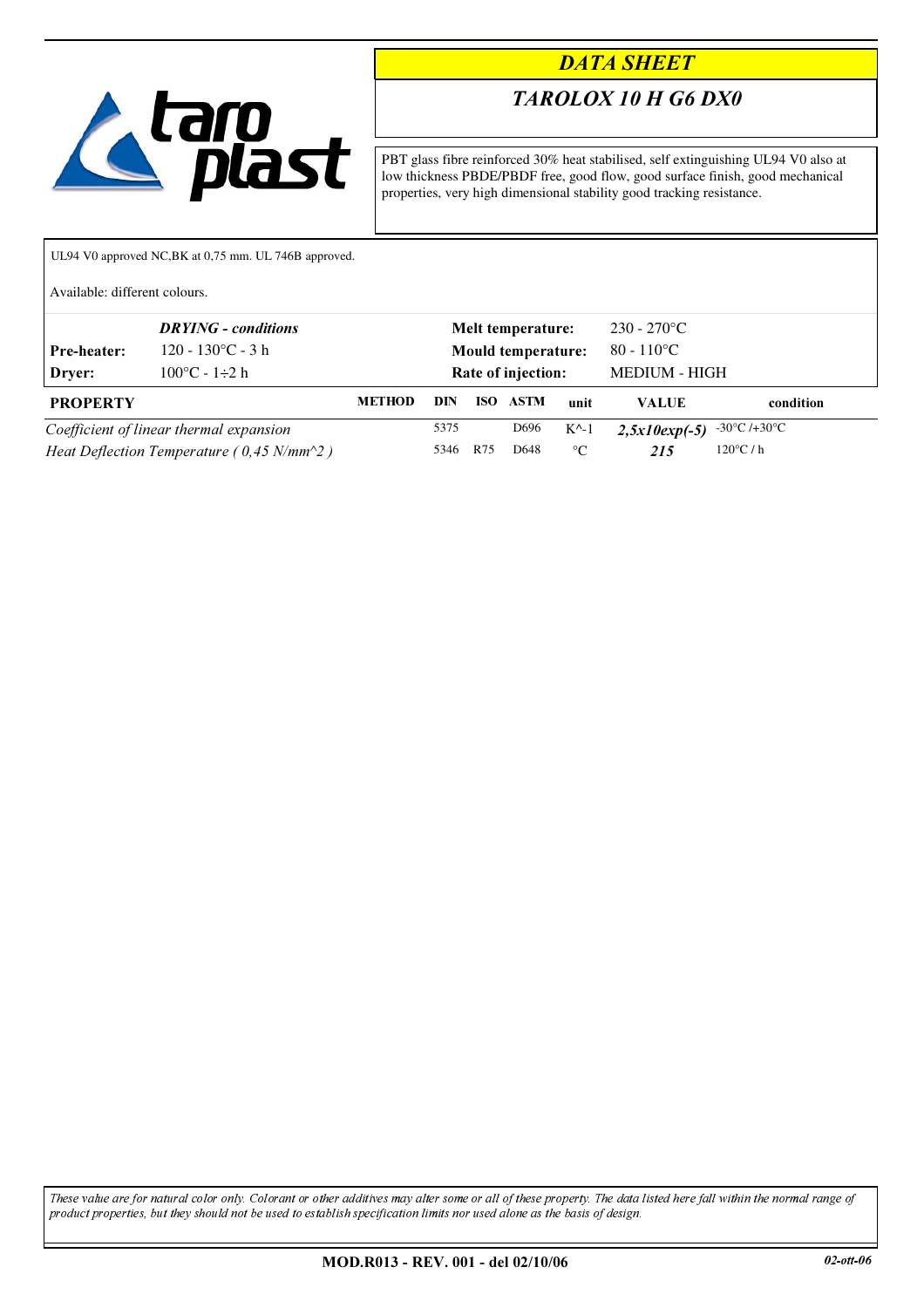## *DATA SHEET*

### *TAROLOX 10 H G6 DX0*

PBT glass fibre reinforced 30% heat stabilised, self extinguishing UL94 V0 also at low thickness PBDE/PBDF free, good flow, good surface finish, good mechanical properties, very high dimensional stability good tracking resistance.

UL94 V0 approved NC,BK at 0,75 mm. UL 746B approved.

Available: different colours.

| | *DRYING - conditions* | **Melt temperature:** | 230 - 270°C |
|---|---|---|---|
| **Pre-heater:** | 120 - 130°C - 3 h | **Mould temperature:** | 80 - 110°C |
| **Dryer:** | 100°C - 1÷2 h | **Rate of injection:** | MEDIUM - HIGH |

| **PROPERTY** | **METHOD** | **DIN** | **ISO** | **ASTM** | **unit** | **VALUE** | **condition** |
|---|---|---|---|---|---|---|---|
| *Coefficient of linear thermal expansion* | | 5375 | | D696 | K^-1 | ***2,5x10exp(-5)*** | -30°C /+30°C |
| *Heat Deflection Temperature ( 0,45 N/mm^2 )* | | 5346 | R75 | D648 | °C | ***215*** | 120°C / h |

*These value are for natural color only. Colorant or other additives may alter some or all of these property. The data listed here fall within the normal range of product properties, but they should not be used to establish specification limits nor used alone as the basis of design.*

**MOD.R013 - REV. 001 - del 02/10/06** ***02-ott-06***